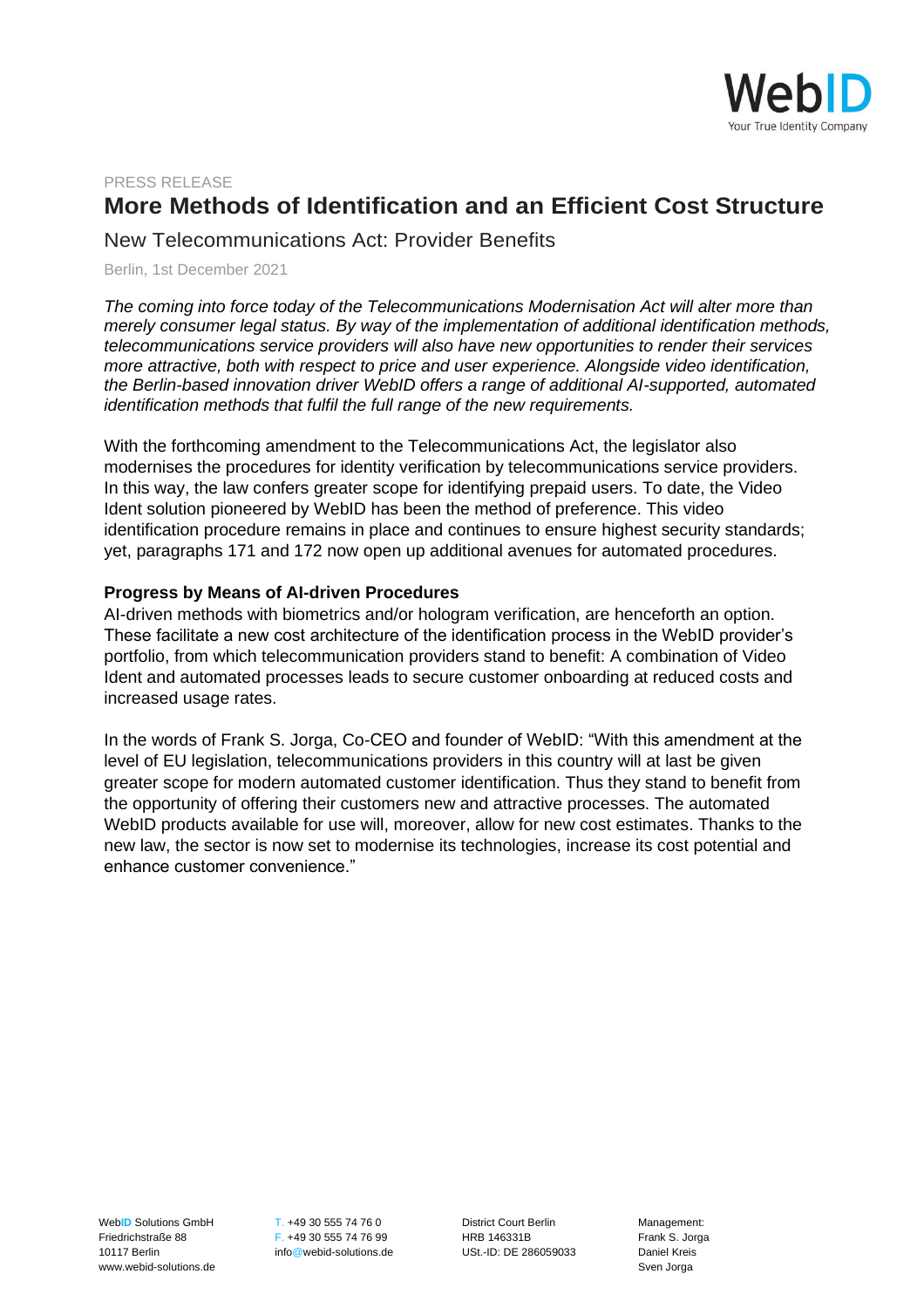PRESS RELEASE

# More Methods of Identification and an Efficient Cost Structure

## New Telecommunications Act: Provider Benefits

Berlin, 1st December 2021

*The coming into force today of the Telecommunications Modernisation Act will alter more than merely consumer legal status. By way of the implementation of additional identification methods, telecommunications service providers will also have new opportunities to render their services more attractive, both with respect to price and user experience. Alongside video identification, the Berlin-based innovation driver WebID offers a range of additional AI-supported, automated identification methods that fulfil the full range of the new requirements.*

With the forthcoming amendment to the Telecommunications Act, the legislator also modernises the procedures for identity verification by telecommunications service providers. In this way, the law confers greater scope for identifying prepaid users. To date, the Video Ident solution pioneered by WebID has been the method of preference. This video identification procedure remains in place and continues to ensure highest security standards; yet, paragraphs 171 and 172 now open up additional avenues for automated procedures.

**Progress by Means of AI-driven Procedures**

AI-driven methods with biometrics and/or hologram verification, are henceforth an option. These facilitate a new cost architecture of the identification process in the WebID provider's portfolio, from which telecommunication providers stand to benefit: A combination of Video Ident and automated processes leads to secure customer onboarding at reduced costs and increased usage rates.

In the words of Frank S. Jorga, Co-CEO and founder of WebID: "With this amendment at the level of EU legislation, telecommunications providers in this country will at last be given greater scope for modern automated customer identification. Thus they stand to benefit from the opportunity of offering their customers new and attractive processes. The automated WebID products available for use will, moreover, allow for new cost estimates. Thanks to the new law, the sector is now set to modernise its technologies, increase its cost potential and enhance customer convenience."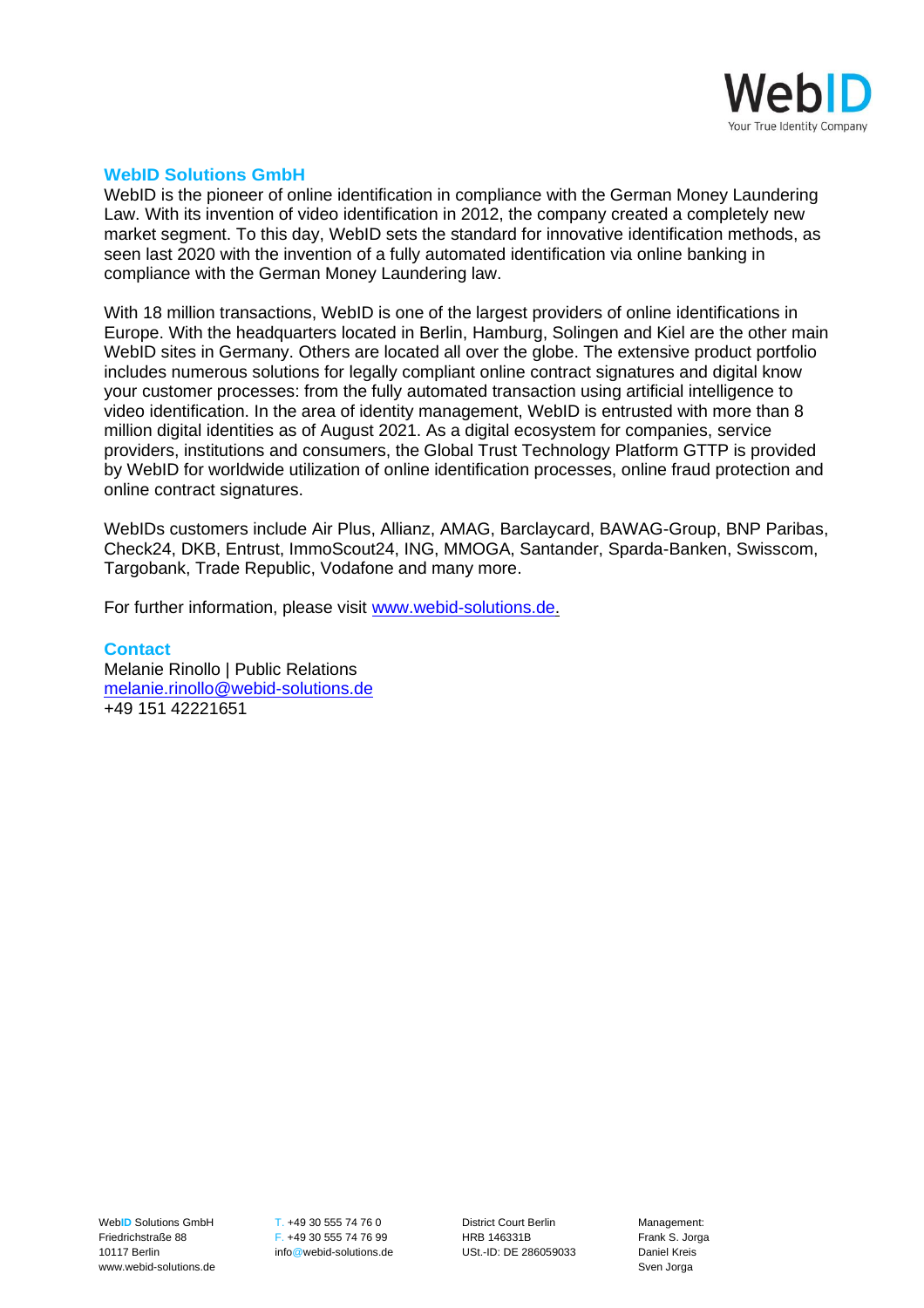## WebID Solutions GmbH

WebID is the pioneer of online identification in compliance with the German Money Laundering Law. With its invention of video identification in 2012, the company created a completely new market segment. To this day, WebID sets the standard for innovative identification methods, as seen last 2020 with the invention of a fully automated identification via online banking in compliance with the German Money Laundering law.

With 18 million transactions, WebID is one of the largest providers of online identifications in Europe. With the headquarters located in Berlin, Hamburg, Solingen and Kiel are the other main WebID sites in Germany. Others are located all over the globe. The extensive product portfolio includes numerous solutions for legally compliant online contract signatures and digital know your customer processes: from the fully automated transaction using artificial intelligence to video identification. In the area of identity management, WebID is entrusted with more than 8 million digital identities as of August 2021. As a digital ecosystem for companies, service providers, institutions and consumers, the Global Trust Technology Platform GTTP is provided by WebID for worldwide utilization of online identification processes, online fraud protection and online contract signatures.

WebIDs customers include Air Plus, Allianz, AMAG, Barclaycard, BAWAG-Group, BNP Paribas, Check24, DKB, Entrust, ImmoScout24, ING, MMOGA, Santander, Sparda-Banken, Swisscom, Targobank, Trade Republic, Vodafone and many more.

For further information, please visit www.webid-solutions.de.

## Contact

Melanie Rinollo | Public Relations
melanie.rinollo@webid-solutions.de
+49 151 42221651

WebID Solutions GmbH
Friedrichstraße 88
10117 Berlin
www.webid-solutions.de

T. +49 30 555 74 76 0
F. +49 30 555 74 76 99
info@webid-solutions.de

District Court Berlin
HRB 146331B
USt.-ID: DE 286059033

Management:
Frank S. Jorga
Daniel Kreis
Sven Jorga